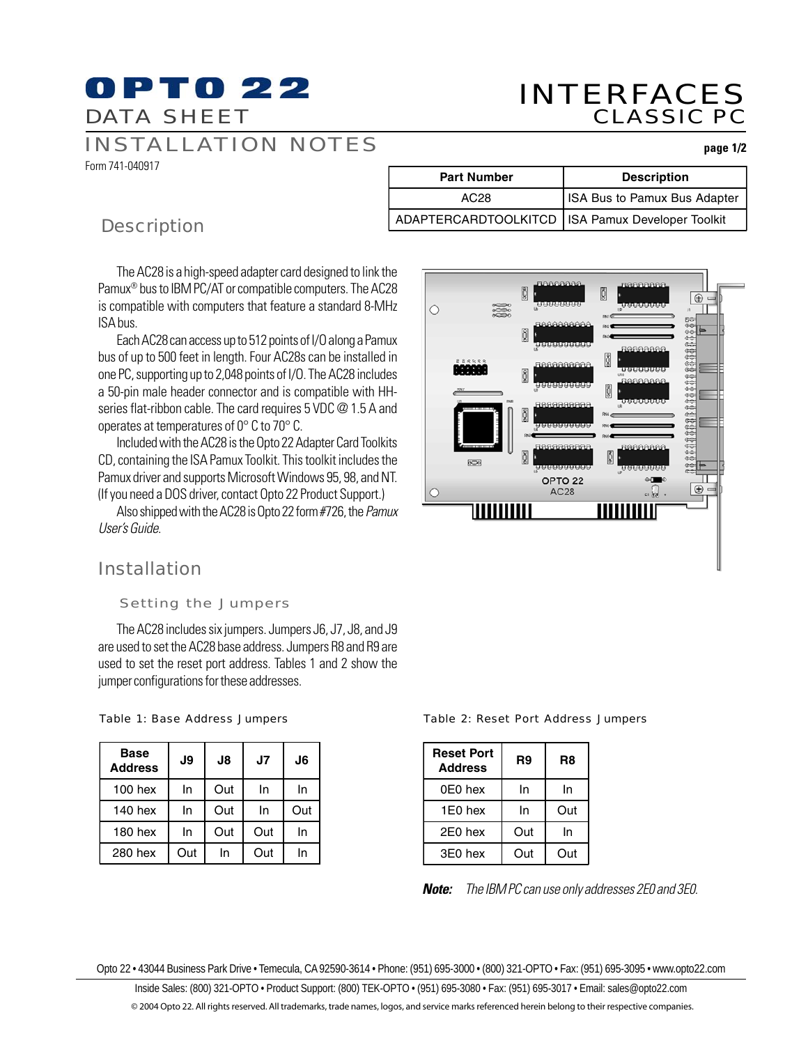# OPTO 22

DATA SHEET

INSTALLATION NOTES

Form 741-040917

# INTERFACES
## CLASSIC PC

| Part Number | Description |
|---|---|
| AC28 | ISA Bus to Pamux Bus Adapter |
| ADAPTERCARDTOOLKITCD | ISA Pamux Developer Toolkit |

## Description

The AC28 is a high-speed adapter card designed to link the Pamux® bus to IBM PC/AT or compatible computers. The AC28 is compatible with computers that feature a standard 8-MHz ISA bus.

Each AC28 can access up to 512 points of I/O along a Pamux bus of up to 500 feet in length. Four AC28s can be installed in one PC, supporting up to 2,048 points of I/O. The AC28 includes a 50-pin male header connector and is compatible with HH-series flat-ribbon cable. The card requires 5 VDC @ 1.5 A and operates at temperatures of 0° C to 70° C.

Included with the AC28 is the Opto 22 Adapter Card Toolkits CD, containing the ISA Pamux Toolkit. This toolkit includes the Pamux driver and supports Microsoft Windows 95, 98, and NT. (If you need a DOS driver, contact Opto 22 Product Support.)

Also shipped with the AC28 is Opto 22 form #726, the *Pamux User's Guide*.

## Installation

### Setting the Jumpers

The AC28 includes six jumpers. Jumpers J6, J7, J8, and J9 are used to set the AC28 base address. Jumpers R8 and R9 are used to set the reset port address. Tables 1 and 2 show the jumper configurations for these addresses.

Table 1: Base Address Jumpers

| Base Address | J9 | J8 | J7 | J6 |
|---|---|---|---|---|
| 100 hex | In | Out | In | In |
| 140 hex | In | Out | In | Out |
| 180 hex | In | Out | Out | In |
| 280 hex | Out | In | Out | In |

Table 2: Reset Port Address Jumpers

| Reset Port Address | R9 | R8 |
|---|---|---|
| 0E0 hex | In | In |
| 1E0 hex | In | Out |
| 2E0 hex | Out | In |
| 3E0 hex | Out | Out |

***Note:*** *The IBM PC can use only addresses 2E0 and 3E0.*

Opto 22 • 43044 Business Park Drive • Temecula, CA 92590-3614 • Phone: (951) 695-3000 • (800) 321-OPTO • Fax: (951) 695-3095 • www.opto22.com

Inside Sales: (800) 321-OPTO • Product Support: (800) TEK-OPTO • (951) 695-3080 • Fax: (951) 695-3017 • Email: sales@opto22.com

© 2004 Opto 22. All rights reserved. All trademarks, trade names, logos, and service marks referenced herein belong to their respective companies.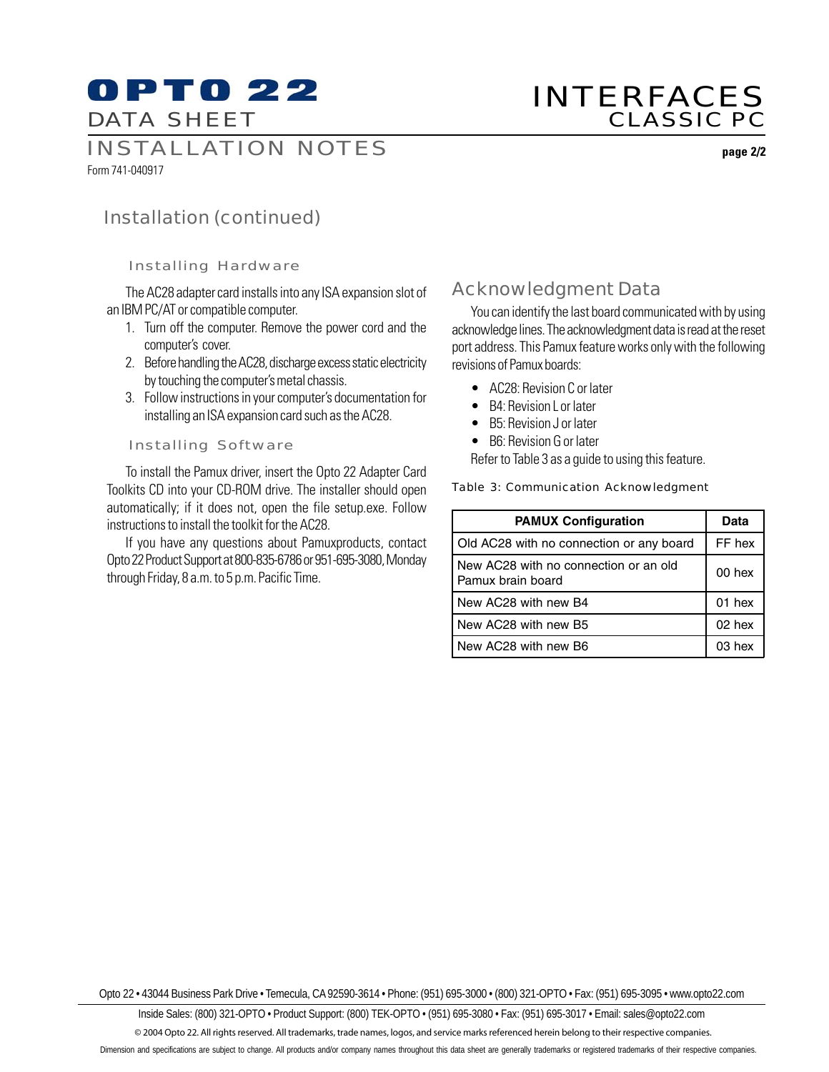## Installation (continued)

### Installing Hardware

The AC28 adapter card installs into any ISA expansion slot of an IBM PC/AT or compatible computer.

1. Turn off the computer. Remove the power cord and the computer's cover.
2. Before handling the AC28, discharge excess static electricity by touching the computer's metal chassis.
3. Follow instructions in your computer's documentation for installing an ISA expansion card such as the AC28.

### Installing Software

To install the Pamux driver, insert the Opto 22 Adapter Card Toolkits CD into your CD-ROM drive. The installer should open automatically; if it does not, open the file setup.exe. Follow instructions to install the toolkit for the AC28.

If you have any questions about Pamuxproducts, contact Opto 22 Product Support at 800-835-6786 or 951-695-3080, Monday through Friday, 8 a.m. to 5 p.m. Pacific Time.

## Acknowledgment Data

You can identify the last board communicated with by using acknowledge lines. The acknowledgment data is read at the reset port address. This Pamux feature works only with the following revisions of Pamux boards:

- AC28: Revision C or later
- B4: Revision L or later
- B5: Revision J or later
- B6: Revision G or later

Refer to Table 3 as a guide to using this feature.

Table 3: Communication Acknowledgment

| PAMUX Configuration | Data |
|---|---|
| Old AC28 with no connection or any board | FF hex |
| New AC28 with no connection or an old Pamux brain board | 00 hex |
| New AC28 with new B4 | 01 hex |
| New AC28 with new B5 | 02 hex |
| New AC28 with new B6 | 03 hex |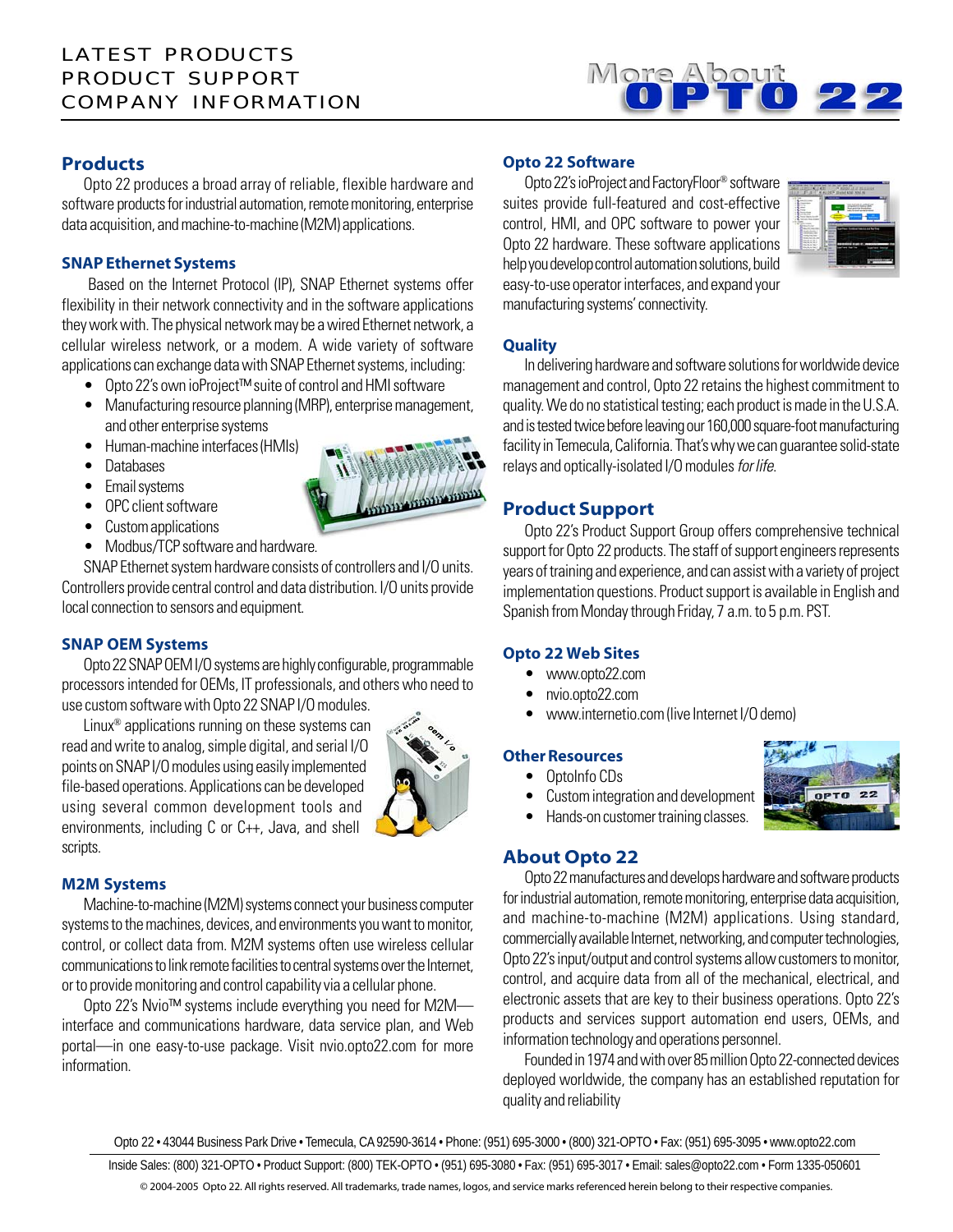LATEST PRODUCTS
PRODUCT SUPPORT
COMPANY INFORMATION

More About OPTO 22

## Products

Opto 22 produces a broad array of reliable, flexible hardware and software products for industrial automation, remote monitoring, enterprise data acquisition, and machine-to-machine (M2M) applications.

### SNAP Ethernet Systems

Based on the Internet Protocol (IP), SNAP Ethernet systems offer flexibility in their network connectivity and in the software applications they work with. The physical network may be a wired Ethernet network, a cellular wireless network, or a modem. A wide variety of software applications can exchange data with SNAP Ethernet systems, including:

- Opto 22's own ioProject™ suite of control and HMI software
- Manufacturing resource planning (MRP), enterprise management, and other enterprise systems
- Human-machine interfaces (HMIs)
- Databases
- Email systems
- OPC client software
- Custom applications
- Modbus/TCP software and hardware.

SNAP Ethernet system hardware consists of controllers and I/O units. Controllers provide central control and data distribution. I/O units provide local connection to sensors and equipment.

### SNAP OEM Systems

Opto 22 SNAP OEM I/O systems are highly configurable, programmable processors intended for OEMs, IT professionals, and others who need to use custom software with Opto 22 SNAP I/O modules.

Linux® applications running on these systems can read and write to analog, simple digital, and serial I/O points on SNAP I/O modules using easily implemented file-based operations. Applications can be developed using several common development tools and environments, including C or C++, Java, and shell scripts.

### M2M Systems

Machine-to-machine (M2M) systems connect your business computer systems to the machines, devices, and environments you want to monitor, control, or collect data from. M2M systems often use wireless cellular communications to link remote facilities to central systems over the Internet, or to provide monitoring and control capability via a cellular phone.

Opto 22's Nvio™ systems include everything you need for M2M—interface and communications hardware, data service plan, and Web portal—in one easy-to-use package. Visit nvio.opto22.com for more information.

### Opto 22 Software

Opto 22's ioProject and FactoryFloor® software suites provide full-featured and cost-effective control, HMI, and OPC software to power your Opto 22 hardware. These software applications help you develop control automation solutions, build easy-to-use operator interfaces, and expand your manufacturing systems' connectivity.

### Quality

In delivering hardware and software solutions for worldwide device management and control, Opto 22 retains the highest commitment to quality. We do no statistical testing; each product is made in the U.S.A. and is tested twice before leaving our 160,000 square-foot manufacturing facility in Temecula, California. That's why we can guarantee solid-state relays and optically-isolated I/O modules *for life.*

## Product Support

Opto 22's Product Support Group offers comprehensive technical support for Opto 22 products. The staff of support engineers represents years of training and experience, and can assist with a variety of project implementation questions. Product support is available in English and Spanish from Monday through Friday, 7 a.m. to 5 p.m. PST.

### Opto 22 Web Sites

- www.opto22.com
- nvio.opto22.com
- www.internetio.com (live Internet I/O demo)

### Other Resources

- OptoInfo CDs
- Custom integration and development
- Hands-on customer training classes.

## About Opto 22

Opto 22 manufactures and develops hardware and software products for industrial automation, remote monitoring, enterprise data acquisition, and machine-to-machine (M2M) applications. Using standard, commercially available Internet, networking, and computer technologies, Opto 22's input/output and control systems allow customers to monitor, control, and acquire data from all of the mechanical, electrical, and electronic assets that are key to their business operations. Opto 22's products and services support automation end users, OEMs, and information technology and operations personnel.

Founded in 1974 and with over 85 million Opto 22-connected devices deployed worldwide, the company has an established reputation for quality and reliability

Opto 22 • 43044 Business Park Drive • Temecula, CA 92590-3614 • Phone: (951) 695-3000 • (800) 321-OPTO • Fax: (951) 695-3095 • www.opto22.com

Inside Sales: (800) 321-OPTO • Product Support: (800) TEK-OPTO • (951) 695-3080 • Fax: (951) 695-3017 • Email: sales@opto22.com • Form 1335-050601

© 2004-2005 Opto 22. All rights reserved. All trademarks, trade names, logos, and service marks referenced herein belong to their respective companies.